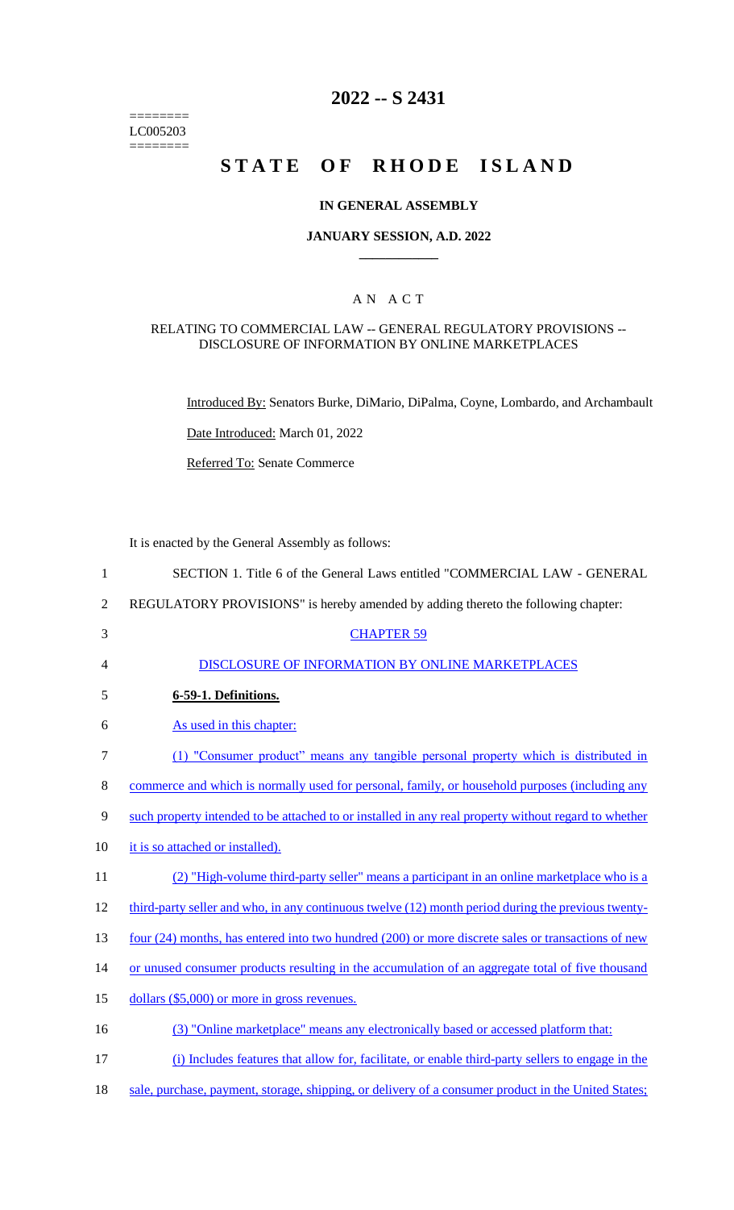========
LC005203
========

# 2022 -- S 2431

# STATE OF RHODE ISLAND

## IN GENERAL ASSEMBLY

### JANUARY SESSION, A.D. 2022

## A N A C T

### RELATING TO COMMERCIAL LAW -- GENERAL REGULATORY PROVISIONS -- DISCLOSURE OF INFORMATION BY ONLINE MARKETPLACES

Introduced By: Senators Burke, DiMario, DiPalma, Coyne, Lombardo, and Archambault

Date Introduced: March 01, 2022

Referred To: Senate Commerce

It is enacted by the General Assembly as follows:

1 SECTION 1. Title 6 of the General Laws entitled "COMMERCIAL LAW - GENERAL
2 REGULATORY PROVISIONS" is hereby amended by adding thereto the following chapter:

3 CHAPTER 59

4 DISCLOSURE OF INFORMATION BY ONLINE MARKETPLACES

5 **6-59-1. Definitions.**

6 As used in this chapter:

7 (1) "Consumer product" means any tangible personal property which is distributed in
8 commerce and which is normally used for personal, family, or household purposes (including any
9 such property intended to be attached to or installed in any real property without regard to whether
10 it is so attached or installed).

11 (2) "High-volume third-party seller" means a participant in an online marketplace who is a
12 third-party seller and who, in any continuous twelve (12) month period during the previous twenty-
13 four (24) months, has entered into two hundred (200) or more discrete sales or transactions of new
14 or unused consumer products resulting in the accumulation of an aggregate total of five thousand
15 dollars ($5,000) or more in gross revenues.

16 (3) "Online marketplace" means any electronically based or accessed platform that:

17 (i) Includes features that allow for, facilitate, or enable third-party sellers to engage in the
18 sale, purchase, payment, storage, shipping, or delivery of a consumer product in the United States;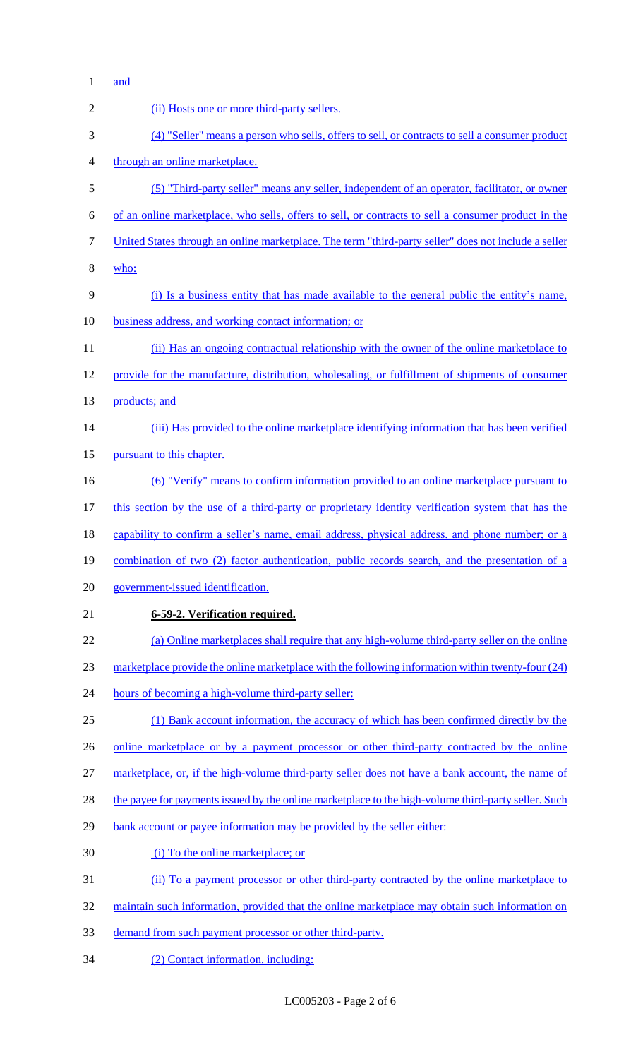and

(ii) Hosts one or more third-party sellers.

(4) "Seller" means a person who sells, offers to sell, or contracts to sell a consumer product through an online marketplace.

(5) "Third-party seller" means any seller, independent of an operator, facilitator, or owner of an online marketplace, who sells, offers to sell, or contracts to sell a consumer product in the United States through an online marketplace. The term "third-party seller" does not include a seller who:

(i) Is a business entity that has made available to the general public the entity's name, business address, and working contact information; or

(ii) Has an ongoing contractual relationship with the owner of the online marketplace to provide for the manufacture, distribution, wholesaling, or fulfillment of shipments of consumer products; and

(iii) Has provided to the online marketplace identifying information that has been verified pursuant to this chapter.

(6) "Verify" means to confirm information provided to an online marketplace pursuant to this section by the use of a third-party or proprietary identity verification system that has the capability to confirm a seller's name, email address, physical address, and phone number; or a combination of two (2) factor authentication, public records search, and the presentation of a government-issued identification.

**6-59-2. Verification required.**

(a) Online marketplaces shall require that any high-volume third-party seller on the online marketplace provide the online marketplace with the following information within twenty-four (24) hours of becoming a high-volume third-party seller:

(1) Bank account information, the accuracy of which has been confirmed directly by the online marketplace or by a payment processor or other third-party contracted by the online marketplace, or, if the high-volume third-party seller does not have a bank account, the name of the payee for payments issued by the online marketplace to the high-volume third-party seller. Such bank account or payee information may be provided by the seller either:

(i) To the online marketplace; or

(ii) To a payment processor or other third-party contracted by the online marketplace to maintain such information, provided that the online marketplace may obtain such information on demand from such payment processor or other third-party.

(2) Contact information, including: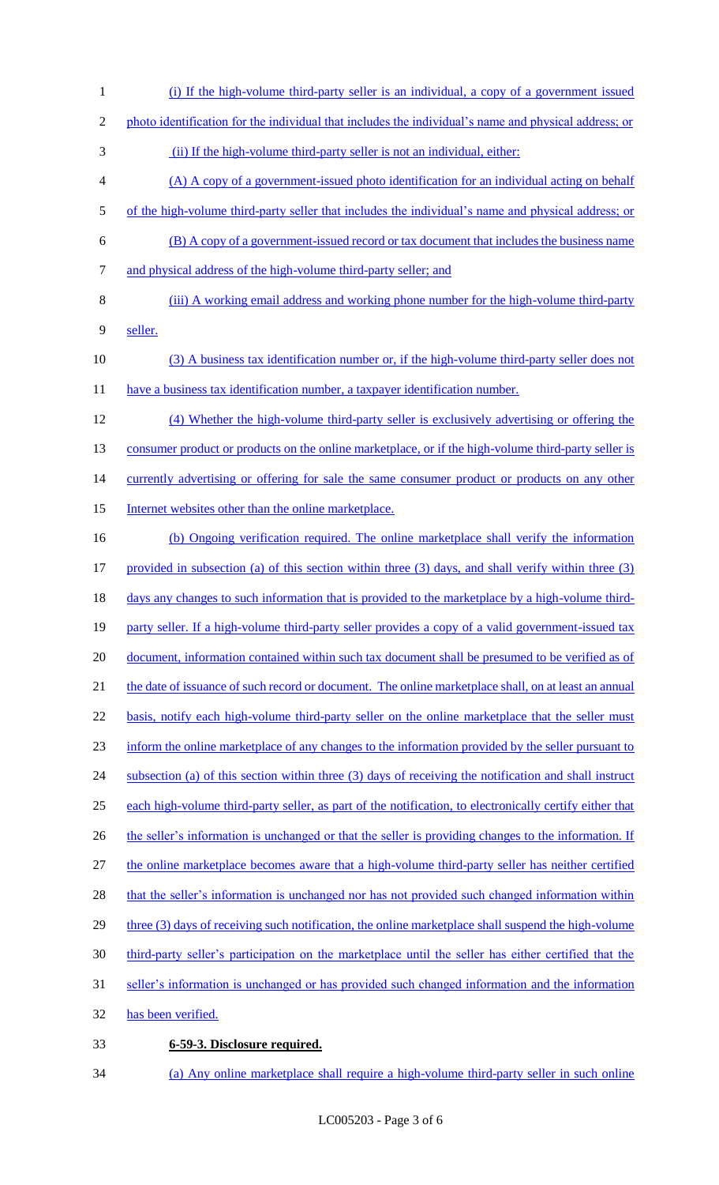(i) If the high-volume third-party seller is an individual, a copy of a government issued photo identification for the individual that includes the individual's name and physical address; or

(ii) If the high-volume third-party seller is not an individual, either:

(A) A copy of a government-issued photo identification for an individual acting on behalf of the high-volume third-party seller that includes the individual's name and physical address; or

(B) A copy of a government-issued record or tax document that includes the business name and physical address of the high-volume third-party seller; and

(iii) A working email address and working phone number for the high-volume third-party seller.

(3) A business tax identification number or, if the high-volume third-party seller does not have a business tax identification number, a taxpayer identification number.

(4) Whether the high-volume third-party seller is exclusively advertising or offering the consumer product or products on the online marketplace, or if the high-volume third-party seller is currently advertising or offering for sale the same consumer product or products on any other Internet websites other than the online marketplace.

(b) Ongoing verification required. The online marketplace shall verify the information provided in subsection (a) of this section within three (3) days, and shall verify within three (3) days any changes to such information that is provided to the marketplace by a high-volume third-party seller. If a high-volume third-party seller provides a copy of a valid government-issued tax document, information contained within such tax document shall be presumed to be verified as of the date of issuance of such record or document. The online marketplace shall, on at least an annual basis, notify each high-volume third-party seller on the online marketplace that the seller must inform the online marketplace of any changes to the information provided by the seller pursuant to subsection (a) of this section within three (3) days of receiving the notification and shall instruct each high-volume third-party seller, as part of the notification, to electronically certify either that the seller's information is unchanged or that the seller is providing changes to the information. If the online marketplace becomes aware that a high-volume third-party seller has neither certified that the seller's information is unchanged nor has not provided such changed information within three (3) days of receiving such notification, the online marketplace shall suspend the high-volume third-party seller's participation on the marketplace until the seller has either certified that the seller's information is unchanged or has provided such changed information and the information has been verified.

**6-59-3. Disclosure required.**

(a) Any online marketplace shall require a high-volume third-party seller in such online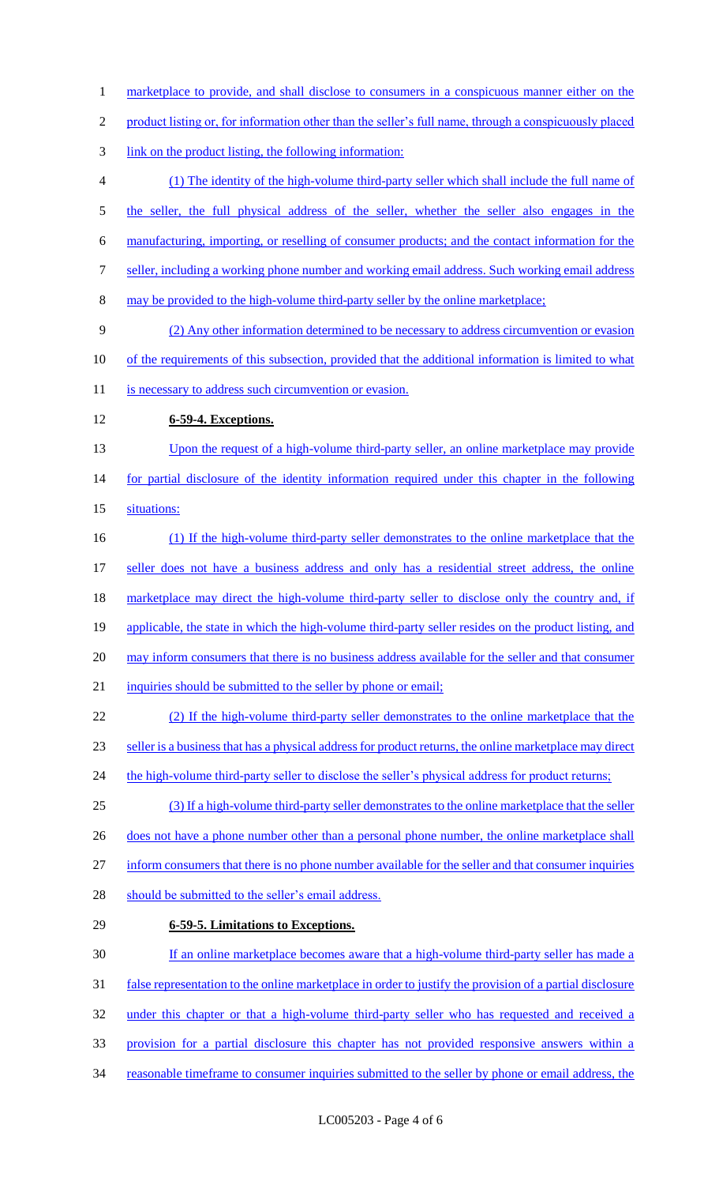marketplace to provide, and shall disclose to consumers in a conspicuous manner either on the product listing or, for information other than the seller's full name, through a conspicuously placed link on the product listing, the following information:

(1) The identity of the high-volume third-party seller which shall include the full name of the seller, the full physical address of the seller, whether the seller also engages in the manufacturing, importing, or reselling of consumer products; and the contact information for the seller, including a working phone number and working email address. Such working email address may be provided to the high-volume third-party seller by the online marketplace;

(2) Any other information determined to be necessary to address circumvention or evasion of the requirements of this subsection, provided that the additional information is limited to what is necessary to address such circumvention or evasion.

**6-59-4. Exceptions.**

Upon the request of a high-volume third-party seller, an online marketplace may provide for partial disclosure of the identity information required under this chapter in the following situations:

(1) If the high-volume third-party seller demonstrates to the online marketplace that the seller does not have a business address and only has a residential street address, the online marketplace may direct the high-volume third-party seller to disclose only the country and, if applicable, the state in which the high-volume third-party seller resides on the product listing, and may inform consumers that there is no business address available for the seller and that consumer inquiries should be submitted to the seller by phone or email;

(2) If the high-volume third-party seller demonstrates to the online marketplace that the seller is a business that has a physical address for product returns, the online marketplace may direct the high-volume third-party seller to disclose the seller's physical address for product returns;

(3) If a high-volume third-party seller demonstrates to the online marketplace that the seller does not have a phone number other than a personal phone number, the online marketplace shall inform consumers that there is no phone number available for the seller and that consumer inquiries should be submitted to the seller's email address.

**6-59-5. Limitations to Exceptions.**

If an online marketplace becomes aware that a high-volume third-party seller has made a false representation to the online marketplace in order to justify the provision of a partial disclosure under this chapter or that a high-volume third-party seller who has requested and received a provision for a partial disclosure this chapter has not provided responsive answers within a reasonable timeframe to consumer inquiries submitted to the seller by phone or email address, the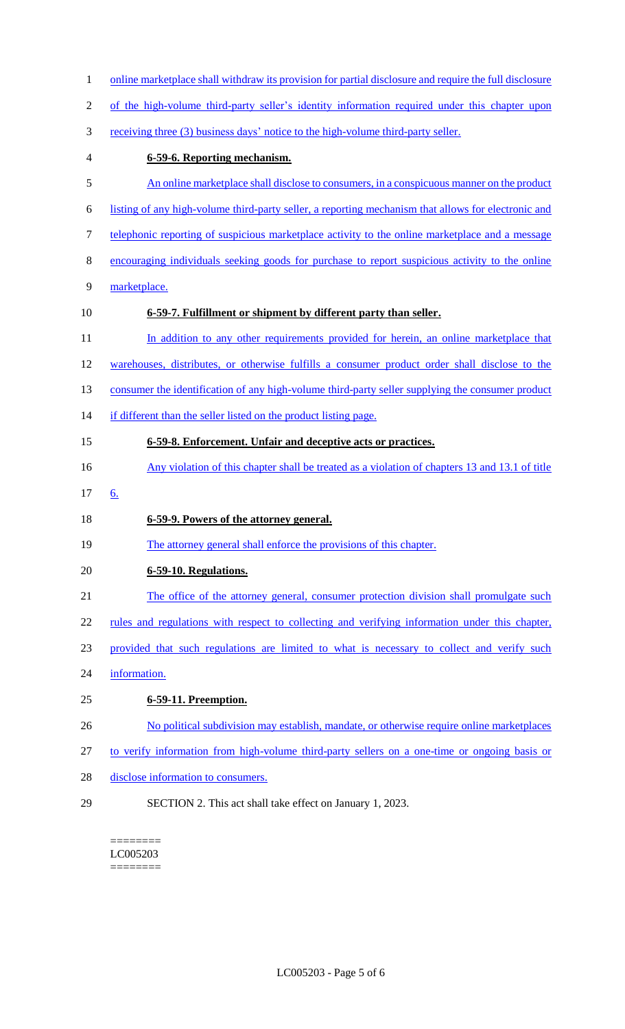online marketplace shall withdraw its provision for partial disclosure and require the full disclosure of the high-volume third-party seller's identity information required under this chapter upon receiving three (3) business days' notice to the high-volume third-party seller.

**6-59-6. Reporting mechanism.**

An online marketplace shall disclose to consumers, in a conspicuous manner on the product listing of any high-volume third-party seller, a reporting mechanism that allows for electronic and telephonic reporting of suspicious marketplace activity to the online marketplace and a message encouraging individuals seeking goods for purchase to report suspicious activity to the online marketplace.

**6-59-7. Fulfillment or shipment by different party than seller.**

In addition to any other requirements provided for herein, an online marketplace that warehouses, distributes, or otherwise fulfills a consumer product order shall disclose to the consumer the identification of any high-volume third-party seller supplying the consumer product if different than the seller listed on the product listing page.

**6-59-8. Enforcement. Unfair and deceptive acts or practices.**

Any violation of this chapter shall be treated as a violation of chapters 13 and 13.1 of title 6.

**6-59-9. Powers of the attorney general.**

The attorney general shall enforce the provisions of this chapter.

**6-59-10. Regulations.**

The office of the attorney general, consumer protection division shall promulgate such rules and regulations with respect to collecting and verifying information under this chapter, provided that such regulations are limited to what is necessary to collect and verify such information.

**6-59-11. Preemption.**

No political subdivision may establish, mandate, or otherwise require online marketplaces to verify information from high-volume third-party sellers on a one-time or ongoing basis or disclose information to consumers.

SECTION 2. This act shall take effect on January 1, 2023.

========
LC005203
========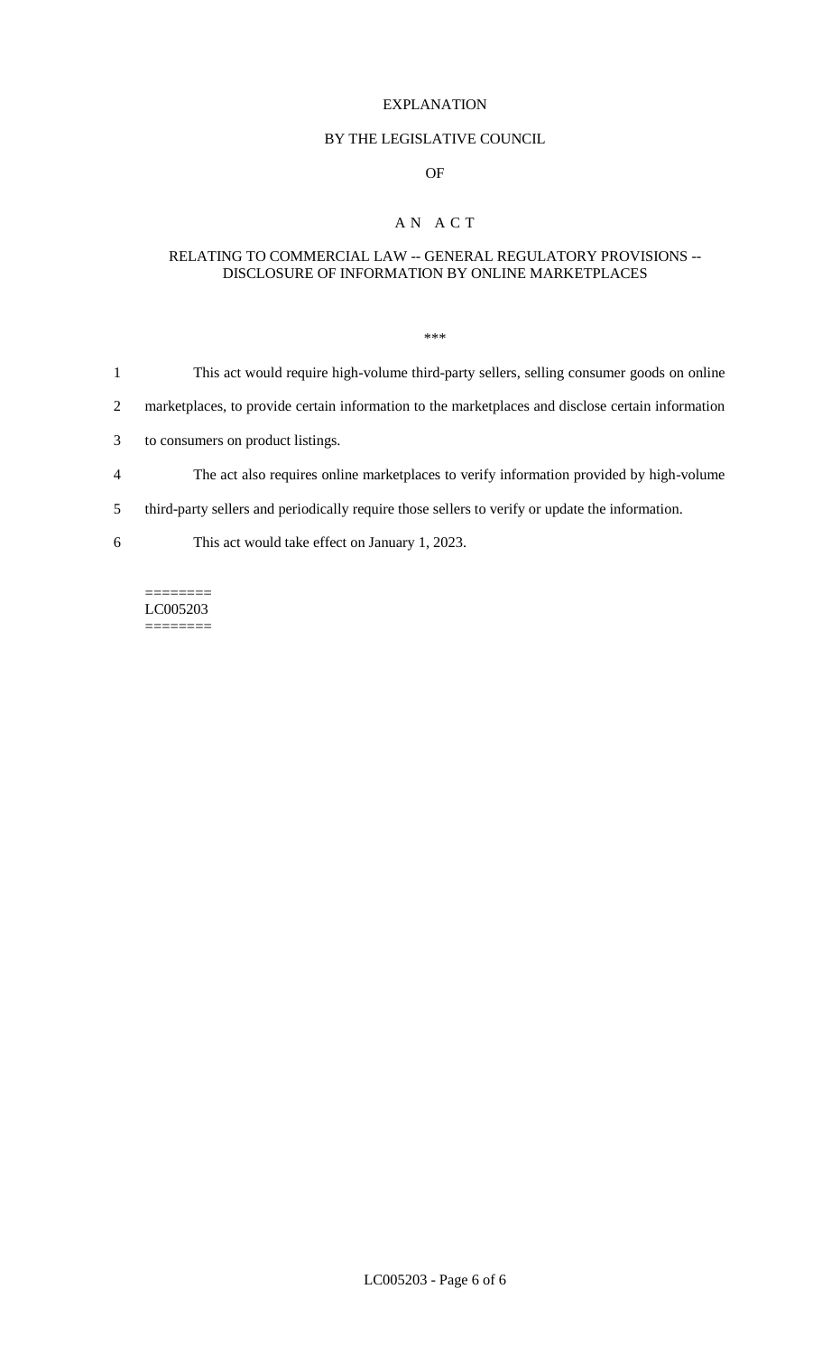EXPLANATION

BY THE LEGISLATIVE COUNCIL

OF

# A N A C T

RELATING TO COMMERCIAL LAW -- GENERAL REGULATORY PROVISIONS -- DISCLOSURE OF INFORMATION BY ONLINE MARKETPLACES

\*\*\*

1 This act would require high-volume third-party sellers, selling consumer goods on online
2 marketplaces, to provide certain information to the marketplaces and disclose certain information
3 to consumers on product listings.
4 The act also requires online marketplaces to verify information provided by high-volume
5 third-party sellers and periodically require those sellers to verify or update the information.
6 This act would take effect on January 1, 2023.

========
LC005203
========